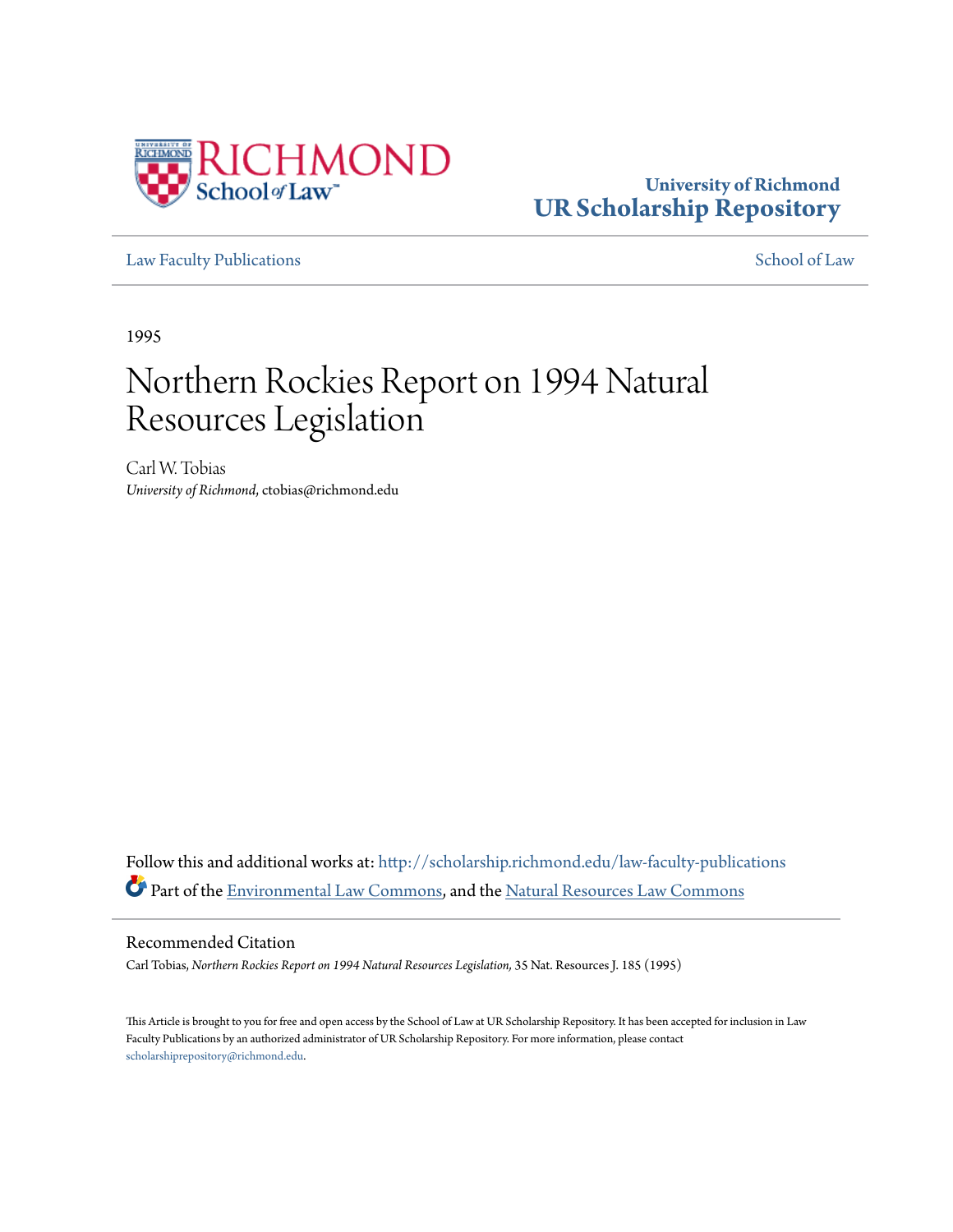University of Richmond
**UR Scholarship Repository**

Law Faculty Publications

School of Law

1995

# Northern Rockies Report on 1994 Natural Resources Legislation

Carl W. Tobias
*University of Richmond*, ctobias@richmond.edu

Follow this and additional works at: http://scholarship.richmond.edu/law-faculty-publications

Part of the Environmental Law Commons, and the Natural Resources Law Commons

## Recommended Citation

Carl Tobias, *Northern Rockies Report on 1994 Natural Resources Legislation,* 35 Nat. Resources J. 185 (1995)

This Article is brought to you for free and open access by the School of Law at UR Scholarship Repository. It has been accepted for inclusion in Law Faculty Publications by an authorized administrator of UR Scholarship Repository. For more information, please contact scholarshiprepository@richmond.edu.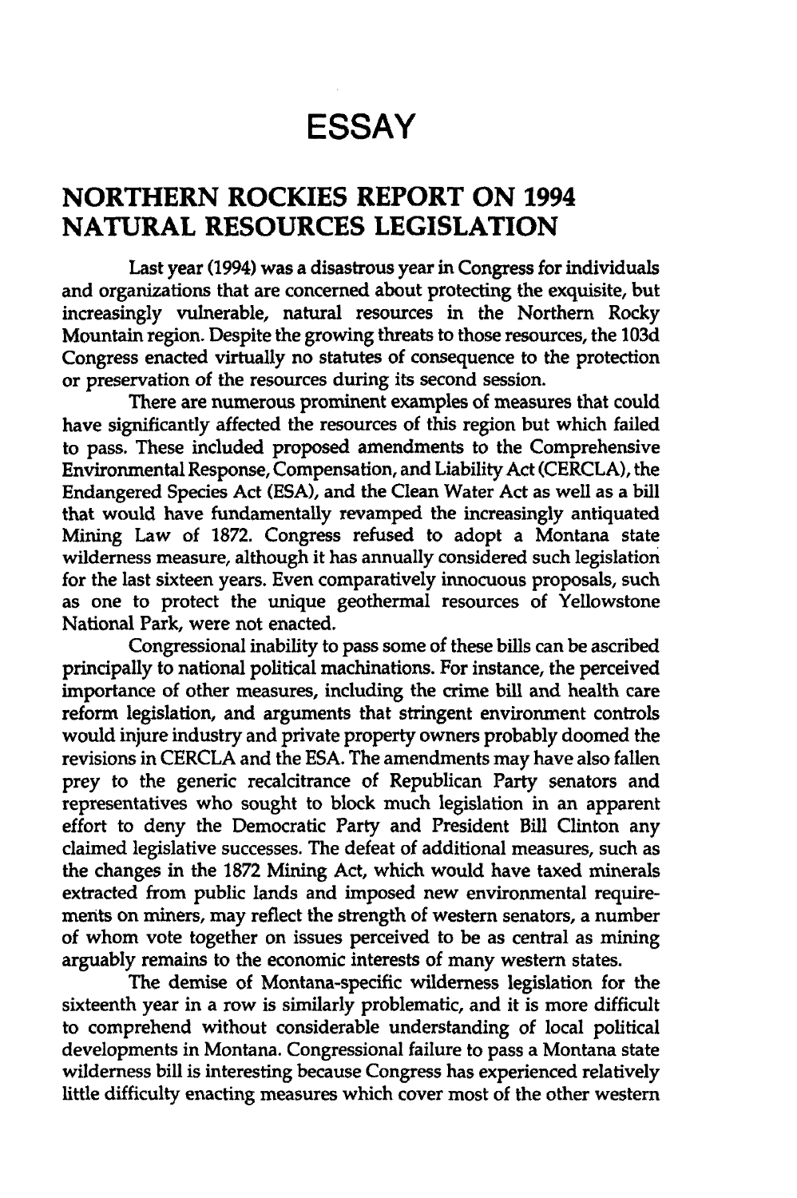# ESSAY

## NORTHERN ROCKIES REPORT ON 1994 NATURAL RESOURCES LEGISLATION

Last year (1994) was a disastrous year in Congress for individuals and organizations that are concerned about protecting the exquisite, but increasingly vulnerable, natural resources in the Northern Rocky Mountain region. Despite the growing threats to those resources, the 103d Congress enacted virtually no statutes of consequence to the protection or preservation of the resources during its second session.

There are numerous prominent examples of measures that could have significantly affected the resources of this region but which failed to pass. These included proposed amendments to the Comprehensive Environmental Response, Compensation, and Liability Act (CERCLA), the Endangered Species Act (ESA), and the Clean Water Act as well as a bill that would have fundamentally revamped the increasingly antiquated Mining Law of 1872. Congress refused to adopt a Montana state wilderness measure, although it has annually considered such legislation for the last sixteen years. Even comparatively innocuous proposals, such as one to protect the unique geothermal resources of Yellowstone National Park, were not enacted.

Congressional inability to pass some of these bills can be ascribed principally to national political machinations. For instance, the perceived importance of other measures, including the crime bill and health care reform legislation, and arguments that stringent environment controls would injure industry and private property owners probably doomed the revisions in CERCLA and the ESA. The amendments may have also fallen prey to the generic recalcitrance of Republican Party senators and representatives who sought to block much legislation in an apparent effort to deny the Democratic Party and President Bill Clinton any claimed legislative successes. The defeat of additional measures, such as the changes in the 1872 Mining Act, which would have taxed minerals extracted from public lands and imposed new environmental requirements on miners, may reflect the strength of western senators, a number of whom vote together on issues perceived to be as central as mining arguably remains to the economic interests of many western states.

The demise of Montana-specific wilderness legislation for the sixteenth year in a row is similarly problematic, and it is more difficult to comprehend without considerable understanding of local political developments in Montana. Congressional failure to pass a Montana state wilderness bill is interesting because Congress has experienced relatively little difficulty enacting measures which cover most of the other western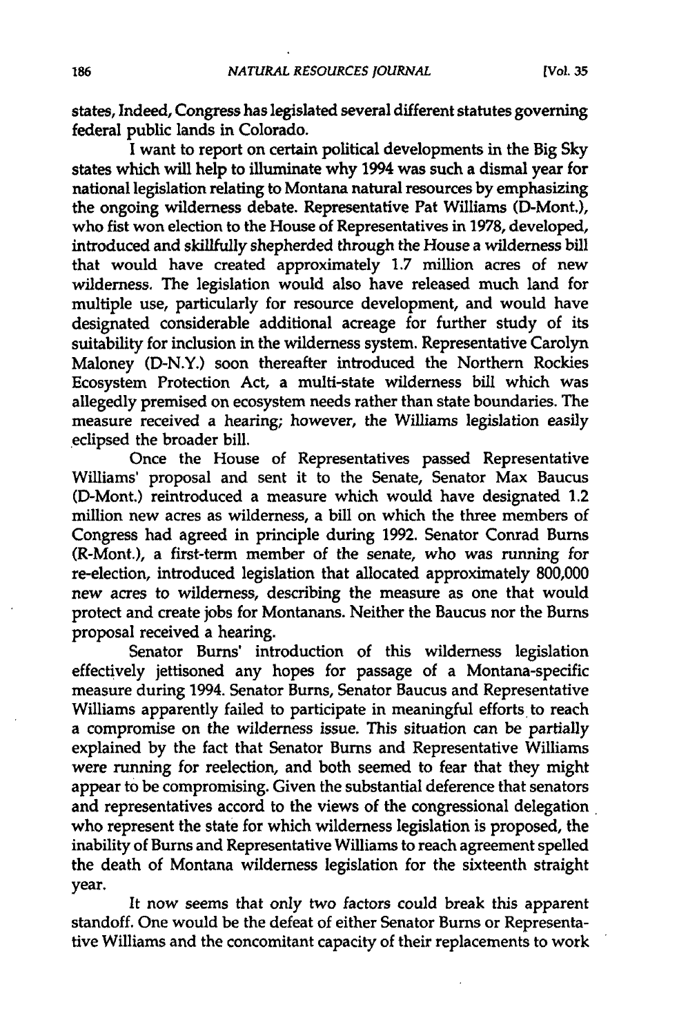states, Indeed, Congress has legislated several different statutes governing federal public lands in Colorado.

I want to report on certain political developments in the Big Sky states which will help to illuminate why 1994 was such a dismal year for national legislation relating to Montana natural resources by emphasizing the ongoing wilderness debate. Representative Pat Williams (D-Mont.), who fist won election to the House of Representatives in 1978, developed, introduced and skillfully shepherded through the House a wilderness bill that would have created approximately 1.7 million acres of new wilderness. The legislation would also have released much land for multiple use, particularly for resource development, and would have designated considerable additional acreage for further study of its suitability for inclusion in the wilderness system. Representative Carolyn Maloney (D-N.Y.) soon thereafter introduced the Northern Rockies Ecosystem Protection Act, a multi-state wilderness bill which was allegedly premised on ecosystem needs rather than state boundaries. The measure received a hearing; however, the Williams legislation easily eclipsed the broader bill.

Once the House of Representatives passed Representative Williams' proposal and sent it to the Senate, Senator Max Baucus (D-Mont.) reintroduced a measure which would have designated 1.2 million new acres as wilderness, a bill on which the three members of Congress had agreed in principle during 1992. Senator Conrad Burns (R-Mont.), a first-term member of the senate, who was running for re-election, introduced legislation that allocated approximately 800,000 new acres to wilderness, describing the measure as one that would protect and create jobs for Montanans. Neither the Baucus nor the Burns proposal received a hearing.

Senator Burns' introduction of this wilderness legislation effectively jettisoned any hopes for passage of a Montana-specific measure during 1994. Senator Burns, Senator Baucus and Representative Williams apparently failed to participate in meaningful efforts to reach a compromise on the wilderness issue. This situation can be partially explained by the fact that Senator Burns and Representative Williams were running for reelection, and both seemed to fear that they might appear to be compromising. Given the substantial deference that senators and representatives accord to the views of the congressional delegation who represent the state for which wilderness legislation is proposed, the inability of Burns and Representative Williams to reach agreement spelled the death of Montana wilderness legislation for the sixteenth straight year.

It now seems that only two factors could break this apparent standoff. One would be the defeat of either Senator Burns or Representative Williams and the concomitant capacity of their replacements to work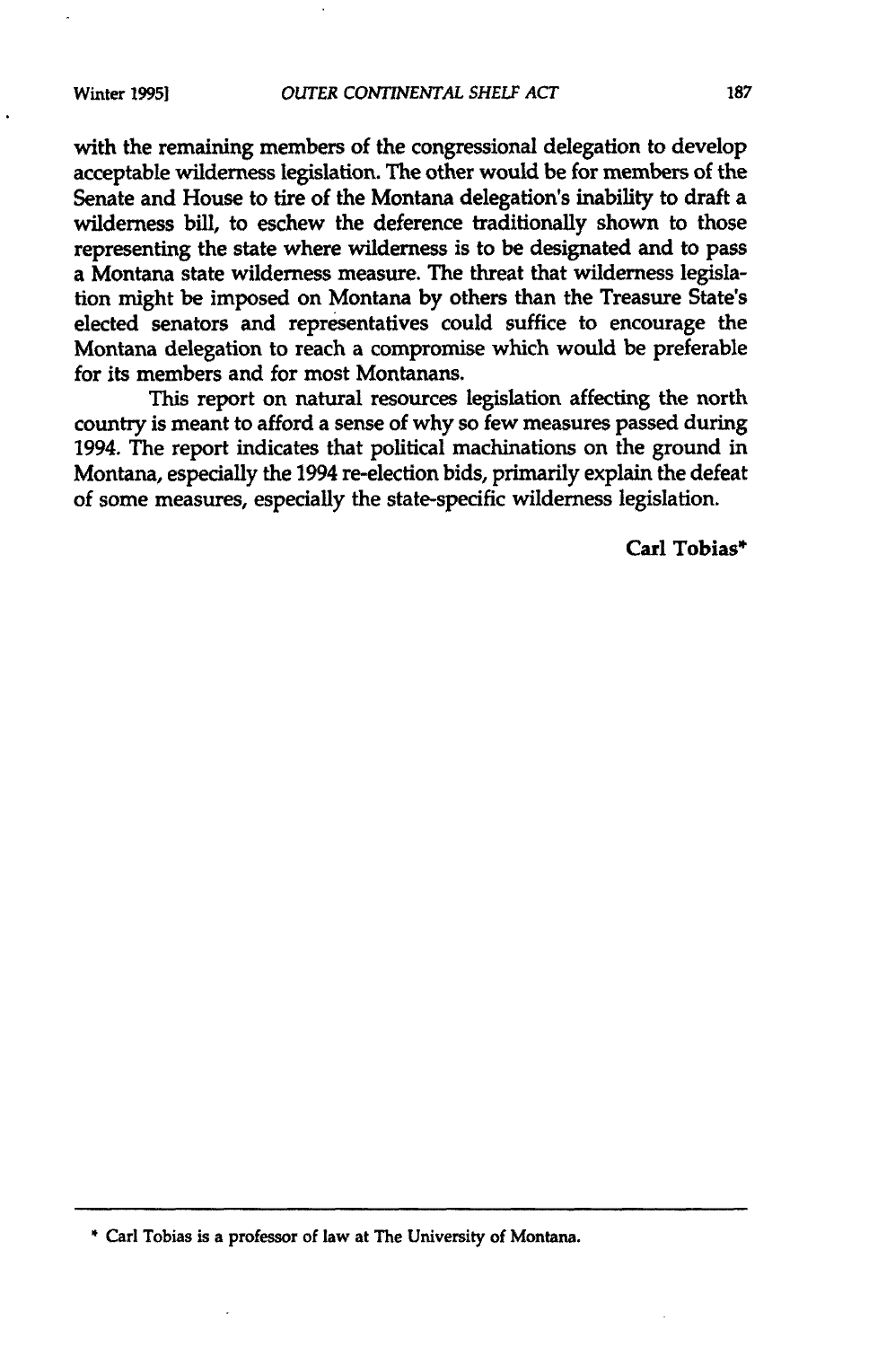with the remaining members of the congressional delegation to develop acceptable wilderness legislation. The other would be for members of the Senate and House to tire of the Montana delegation's inability to draft a wilderness bill, to eschew the deference traditionally shown to those representing the state where wilderness is to be designated and to pass a Montana state wilderness measure. The threat that wilderness legislation might be imposed on Montana by others than the Treasure State's elected senators and representatives could suffice to encourage the Montana delegation to reach a compromise which would be preferable for its members and for most Montanans.

This report on natural resources legislation affecting the north country is meant to afford a sense of why so few measures passed during 1994. The report indicates that political machinations on the ground in Montana, especially the 1994 re-election bids, primarily explain the defeat of some measures, especially the state-specific wilderness legislation.

**Carl Tobias***

---

* Carl Tobias is a professor of law at The University of Montana.